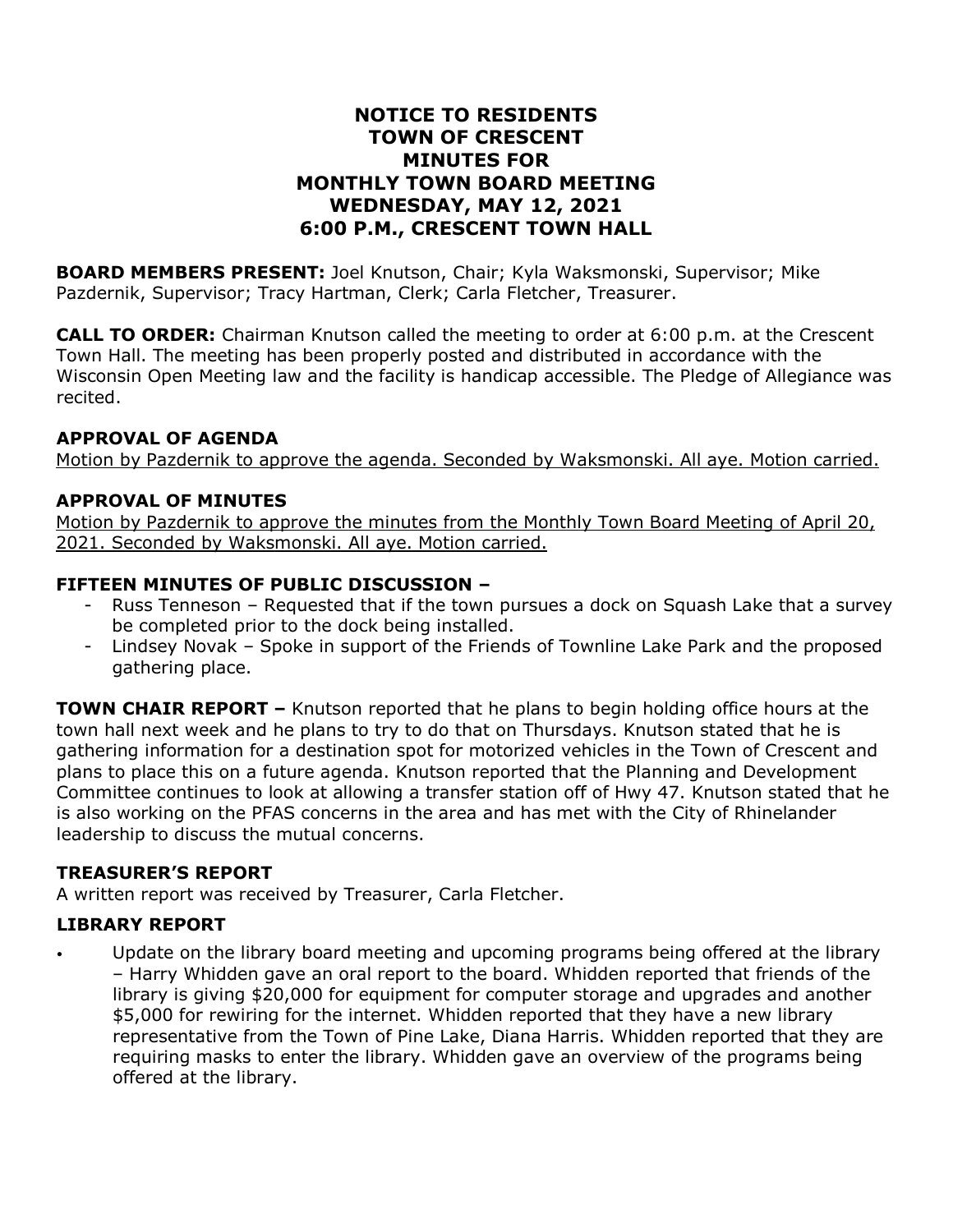# NOTICE TO RESIDENTS
# TOWN OF CRESCENT
# MINUTES FOR
# MONTHLY TOWN BOARD MEETING
# WEDNESDAY, MAY 12, 2021
# 6:00 P.M., CRESCENT TOWN HALL

**BOARD MEMBERS PRESENT:** Joel Knutson, Chair; Kyla Waksmonski, Supervisor; Mike Pazdernik, Supervisor; Tracy Hartman, Clerk; Carla Fletcher, Treasurer.

**CALL TO ORDER:** Chairman Knutson called the meeting to order at 6:00 p.m. at the Crescent Town Hall. The meeting has been properly posted and distributed in accordance with the Wisconsin Open Meeting law and the facility is handicap accessible. The Pledge of Allegiance was recited.

### APPROVAL OF AGENDA

Motion by Pazdernik to approve the agenda. Seconded by Waksmonski. All aye. Motion carried.

### APPROVAL OF MINUTES

Motion by Pazdernik to approve the minutes from the Monthly Town Board Meeting of April 20, 2021. Seconded by Waksmonski. All aye. Motion carried.

### FIFTEEN MINUTES OF PUBLIC DISCUSSION –

- Russ Tenneson – Requested that if the town pursues a dock on Squash Lake that a survey be completed prior to the dock being installed.
- Lindsey Novak – Spoke in support of the Friends of Townline Lake Park and the proposed gathering place.

**TOWN CHAIR REPORT –** Knutson reported that he plans to begin holding office hours at the town hall next week and he plans to try to do that on Thursdays. Knutson stated that he is gathering information for a destination spot for motorized vehicles in the Town of Crescent and plans to place this on a future agenda. Knutson reported that the Planning and Development Committee continues to look at allowing a transfer station off of Hwy 47. Knutson stated that he is also working on the PFAS concerns in the area and has met with the City of Rhinelander leadership to discuss the mutual concerns.

### TREASURER'S REPORT

A written report was received by Treasurer, Carla Fletcher.

### LIBRARY REPORT

- Update on the library board meeting and upcoming programs being offered at the library – Harry Whidden gave an oral report to the board. Whidden reported that friends of the library is giving $20,000 for equipment for computer storage and upgrades and another $5,000 for rewiring for the internet. Whidden reported that they have a new library representative from the Town of Pine Lake, Diana Harris. Whidden reported that they are requiring masks to enter the library. Whidden gave an overview of the programs being offered at the library.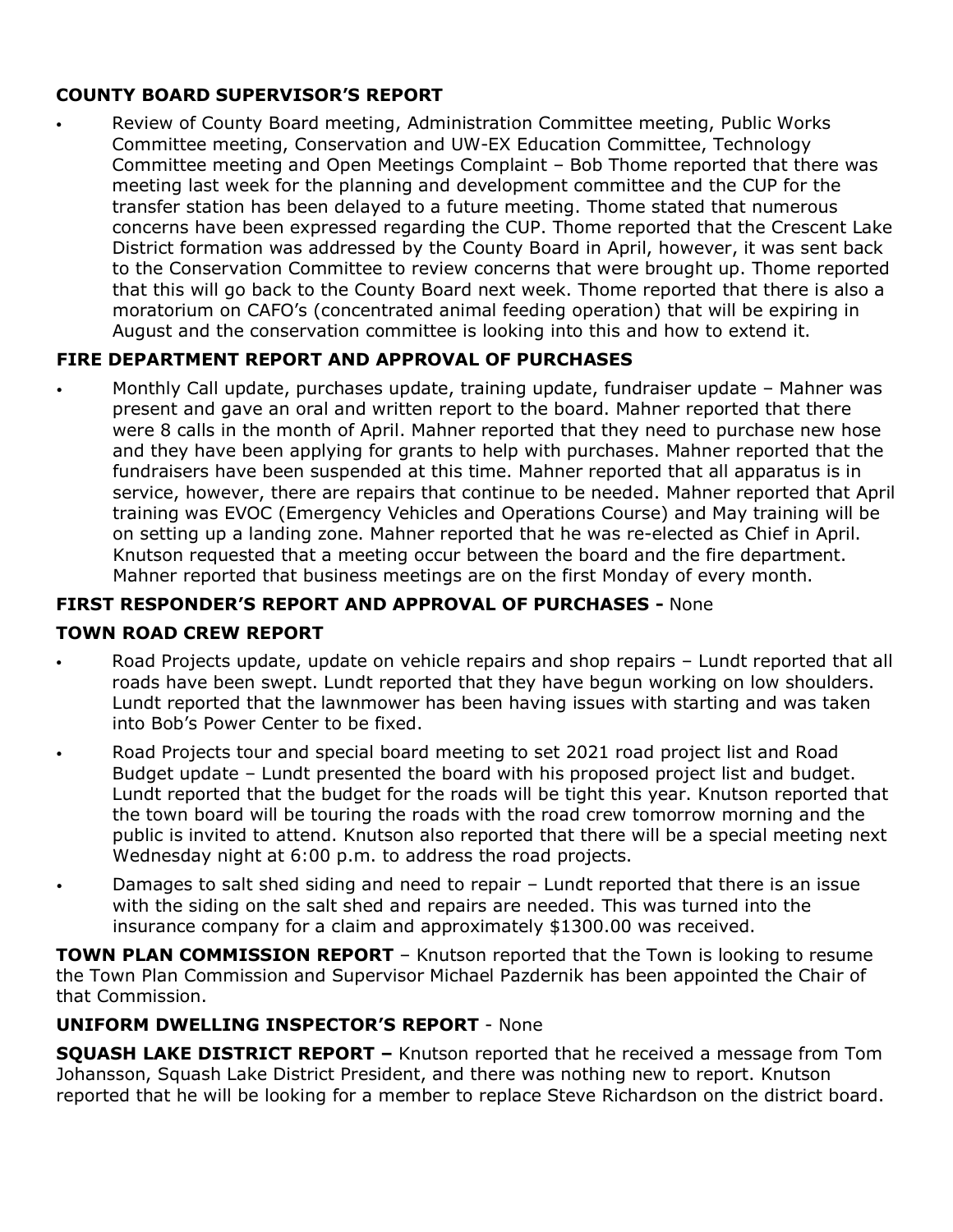**COUNTY BOARD SUPERVISOR'S REPORT**

- Review of County Board meeting, Administration Committee meeting, Public Works Committee meeting, Conservation and UW-EX Education Committee, Technology Committee meeting and Open Meetings Complaint – Bob Thome reported that there was meeting last week for the planning and development committee and the CUP for the transfer station has been delayed to a future meeting. Thome stated that numerous concerns have been expressed regarding the CUP. Thome reported that the Crescent Lake District formation was addressed by the County Board in April, however, it was sent back to the Conservation Committee to review concerns that were brought up. Thome reported that this will go back to the County Board next week. Thome reported that there is also a moratorium on CAFO's (concentrated animal feeding operation) that will be expiring in August and the conservation committee is looking into this and how to extend it.

**FIRE DEPARTMENT REPORT AND APPROVAL OF PURCHASES**

- Monthly Call update, purchases update, training update, fundraiser update – Mahner was present and gave an oral and written report to the board. Mahner reported that there were 8 calls in the month of April. Mahner reported that they need to purchase new hose and they have been applying for grants to help with purchases. Mahner reported that the fundraisers have been suspended at this time. Mahner reported that all apparatus is in service, however, there are repairs that continue to be needed. Mahner reported that April training was EVOC (Emergency Vehicles and Operations Course) and May training will be on setting up a landing zone. Mahner reported that he was re-elected as Chief in April. Knutson requested that a meeting occur between the board and the fire department. Mahner reported that business meetings are on the first Monday of every month.

**FIRST RESPONDER'S REPORT AND APPROVAL OF PURCHASES -** None

**TOWN ROAD CREW REPORT**

- Road Projects update, update on vehicle repairs and shop repairs – Lundt reported that all roads have been swept. Lundt reported that they have begun working on low shoulders. Lundt reported that the lawnmower has been having issues with starting and was taken into Bob's Power Center to be fixed.
- Road Projects tour and special board meeting to set 2021 road project list and Road Budget update – Lundt presented the board with his proposed project list and budget. Lundt reported that the budget for the roads will be tight this year. Knutson reported that the town board will be touring the roads with the road crew tomorrow morning and the public is invited to attend. Knutson also reported that there will be a special meeting next Wednesday night at 6:00 p.m. to address the road projects.
- Damages to salt shed siding and need to repair – Lundt reported that there is an issue with the siding on the salt shed and repairs are needed. This was turned into the insurance company for a claim and approximately $1300.00 was received.

**TOWN PLAN COMMISSION REPORT** – Knutson reported that the Town is looking to resume the Town Plan Commission and Supervisor Michael Pazdernik has been appointed the Chair of that Commission.

**UNIFORM DWELLING INSPECTOR'S REPORT** - None

**SQUASH LAKE DISTRICT REPORT –** Knutson reported that he received a message from Tom Johansson, Squash Lake District President, and there was nothing new to report. Knutson reported that he will be looking for a member to replace Steve Richardson on the district board.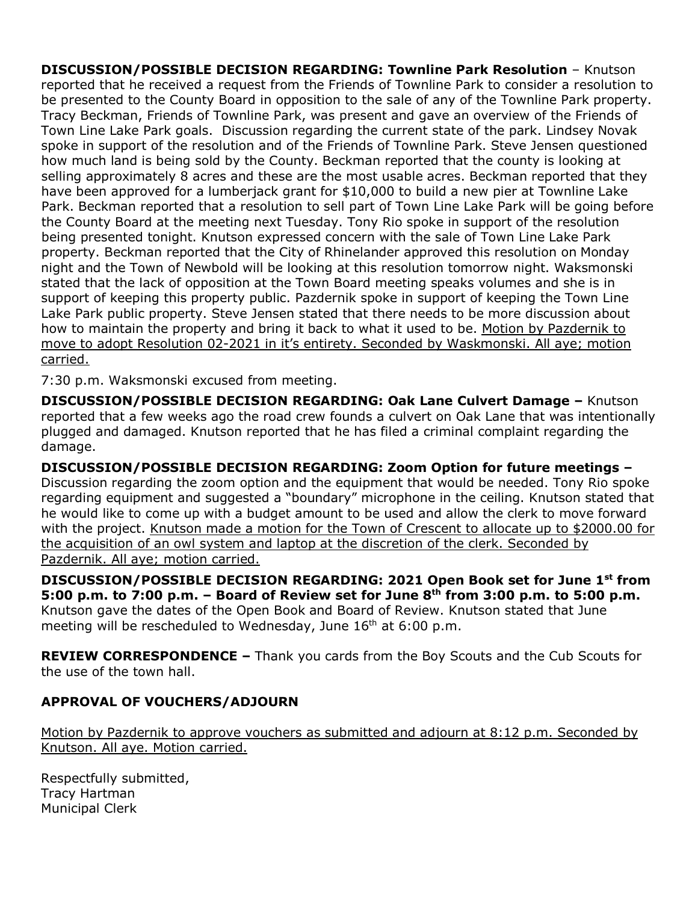**DISCUSSION/POSSIBLE DECISION REGARDING: Townline Park Resolution** – Knutson reported that he received a request from the Friends of Townline Park to consider a resolution to be presented to the County Board in opposition to the sale of any of the Townline Park property. Tracy Beckman, Friends of Townline Park, was present and gave an overview of the Friends of Town Line Lake Park goals. Discussion regarding the current state of the park. Lindsey Novak spoke in support of the resolution and of the Friends of Townline Park. Steve Jensen questioned how much land is being sold by the County. Beckman reported that the county is looking at selling approximately 8 acres and these are the most usable acres. Beckman reported that they have been approved for a lumberjack grant for $10,000 to build a new pier at Townline Lake Park. Beckman reported that a resolution to sell part of Town Line Lake Park will be going before the County Board at the meeting next Tuesday. Tony Rio spoke in support of the resolution being presented tonight. Knutson expressed concern with the sale of Town Line Lake Park property. Beckman reported that the City of Rhinelander approved this resolution on Monday night and the Town of Newbold will be looking at this resolution tomorrow night. Waksmonski stated that the lack of opposition at the Town Board meeting speaks volumes and she is in support of keeping this property public. Pazdernik spoke in support of keeping the Town Line Lake Park public property. Steve Jensen stated that there needs to be more discussion about how to maintain the property and bring it back to what it used to be. <u>Motion by Pazdernik to move to adopt Resolution 02-2021 in it's entirety. Seconded by Waskmonski. All aye; motion carried.</u>

7:30 p.m. Waksmonski excused from meeting.

**DISCUSSION/POSSIBLE DECISION REGARDING: Oak Lane Culvert Damage –** Knutson reported that a few weeks ago the road crew founds a culvert on Oak Lane that was intentionally plugged and damaged. Knutson reported that he has filed a criminal complaint regarding the damage.

**DISCUSSION/POSSIBLE DECISION REGARDING: Zoom Option for future meetings –** Discussion regarding the zoom option and the equipment that would be needed. Tony Rio spoke regarding equipment and suggested a "boundary" microphone in the ceiling. Knutson stated that he would like to come up with a budget amount to be used and allow the clerk to move forward with the project. <u>Knutson made a motion for the Town of Crescent to allocate up to $2000.00 for the acquisition of an owl system and laptop at the discretion of the clerk. Seconded by Pazdernik. All aye; motion carried.</u>

**DISCUSSION/POSSIBLE DECISION REGARDING: 2021 Open Book set for June 1st from 5:00 p.m. to 7:00 p.m. – Board of Review set for June 8th from 3:00 p.m. to 5:00 p.m.** Knutson gave the dates of the Open Book and Board of Review. Knutson stated that June meeting will be rescheduled to Wednesday, June 16th at 6:00 p.m.

**REVIEW CORRESPONDENCE –** Thank you cards from the Boy Scouts and the Cub Scouts for the use of the town hall.

**APPROVAL OF VOUCHERS/ADJOURN**

<u>Motion by Pazdernik to approve vouchers as submitted and adjourn at 8:12 p.m. Seconded by Knutson. All aye. Motion carried.</u>

Respectfully submitted,
Tracy Hartman
Municipal Clerk